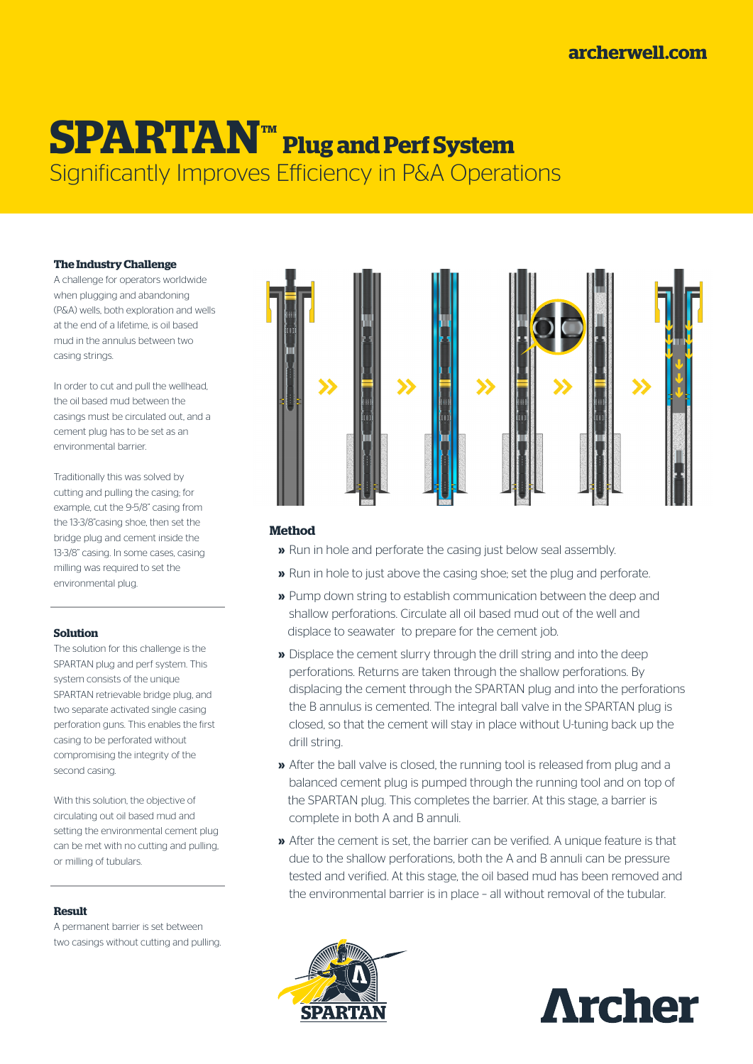archerwell.com

# SPARTAN™ Plug and Perf System

## Significantly Improves Efficiency in P&A Operations

### The Industry Challenge

A challenge for operators worldwide when plugging and abandoning (P&A) wells, both exploration and wells at the end of a lifetime, is oil based mud in the annulus between two casing strings.

In order to cut and pull the wellhead, the oil based mud between the casings must be circulated out, and a cement plug has to be set as an environmental barrier.

Traditionally this was solved by cutting and pulling the casing; for example, cut the 9-5/8" casing from the 13-3/8"casing shoe, then set the bridge plug and cement inside the 13-3/8" casing. In some cases, casing milling was required to set the environmental plug.

### Solution

The solution for this challenge is the SPARTAN plug and perf system. This system consists of the unique SPARTAN retrievable bridge plug, and two separate activated single casing perforation guns. This enables the first casing to be perforated without compromising the integrity of the second casing.

With this solution, the objective of circulating out oil based mud and setting the environmental cement plug can be met with no cutting and pulling, or milling of tubulars.

### Result

A permanent barrier is set between two casings without cutting and pulling.

### Method

- Run in hole and perforate the casing just below seal assembly.
- Run in hole to just above the casing shoe; set the plug and perforate.
- Pump down string to establish communication between the deep and shallow perforations. Circulate all oil based mud out of the well and displace to seawater to prepare for the cement job.
- Displace the cement slurry through the drill string and into the deep perforations. Returns are taken through the shallow perforations. By displacing the cement through the SPARTAN plug and into the perforations the B annulus is cemented. The integral ball valve in the SPARTAN plug is closed, so that the cement will stay in place without U-tuning back up the drill string.
- After the ball valve is closed, the running tool is released from plug and a balanced cement plug is pumped through the running tool and on top of the SPARTAN plug. This completes the barrier. At this stage, a barrier is complete in both A and B annuli.
- After the cement is set, the barrier can be verified. A unique feature is that due to the shallow perforations, both the A and B annuli can be pressure tested and verified. At this stage, the oil based mud has been removed and the environmental barrier is in place – all without removal of the tubular.

SPARTAN

Archer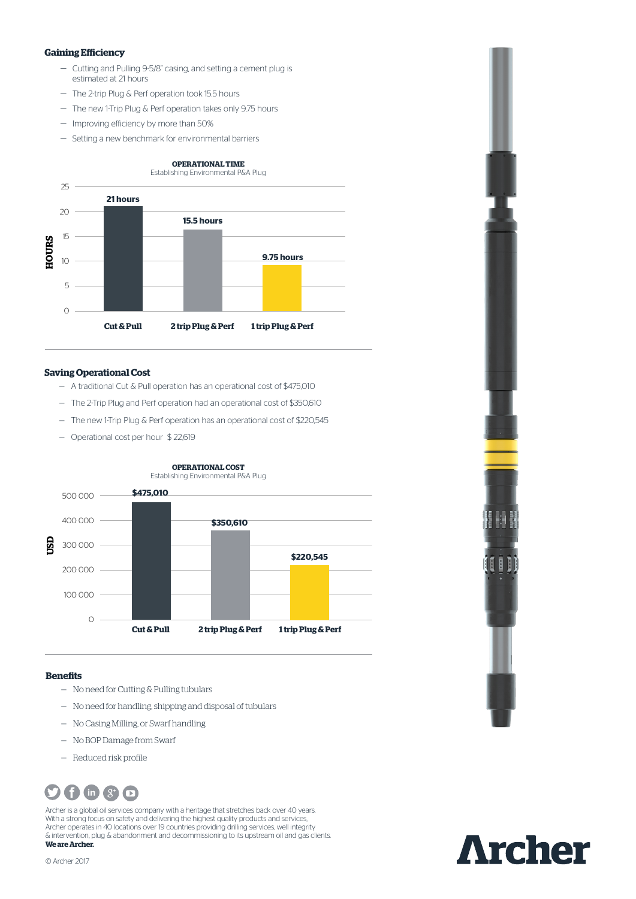## Gaining Efficiency

- Cutting and Pulling 9-5/8" casing, and setting a cement plug is estimated at 21 hours
- The 2-trip Plug & Perf operation took 15.5 hours
- The new 1-Trip Plug & Perf operation takes only 9.75 hours
- Improving efficiency by more than 50%
- Setting a new benchmark for environmental barriers

**OPERATIONAL TIME**
Establishing Environmental P&A Plug

HOURS
25
20
15
10
5
0

21 hours
15.5 hours
9.75 hours

Cut & Pull
2 trip Plug & Perf
1 trip Plug & Perf

## Saving Operational Cost

- A traditional Cut & Pull operation has an operational cost of $475,010
- The 2-Trip Plug and Perf operation had an operational cost of $350,610
- The new 1-Trip Plug & Perf operation has an operational cost of $220,545
- Operational cost per hour $ 22,619

**OPERATIONAL COST**
Establishing Environmental P&A Plug

USD
500 000
400 000
300 000
200 000
100 000
0

$475,010
$350,610
$220,545

Cut & Pull
2 trip Plug & Perf
1 trip Plug & Perf

## Benefits

- No need for Cutting & Pulling tubulars
- No need for handling, shipping and disposal of tubulars
- No Casing Milling, or Swarf handling
- No BOP Damage from Swarf
- Reduced risk profile

Archer is a global oil services company with a heritage that stretches back over 40 years. With a strong focus on safety and delivering the highest quality products and services, Archer operates in 40 locations over 19 countries providing drilling services, well integrity & intervention, plug & abandonment and decommissioning to its upstream oil and gas clients.
**We are Archer.**

© Archer 2017

Archer